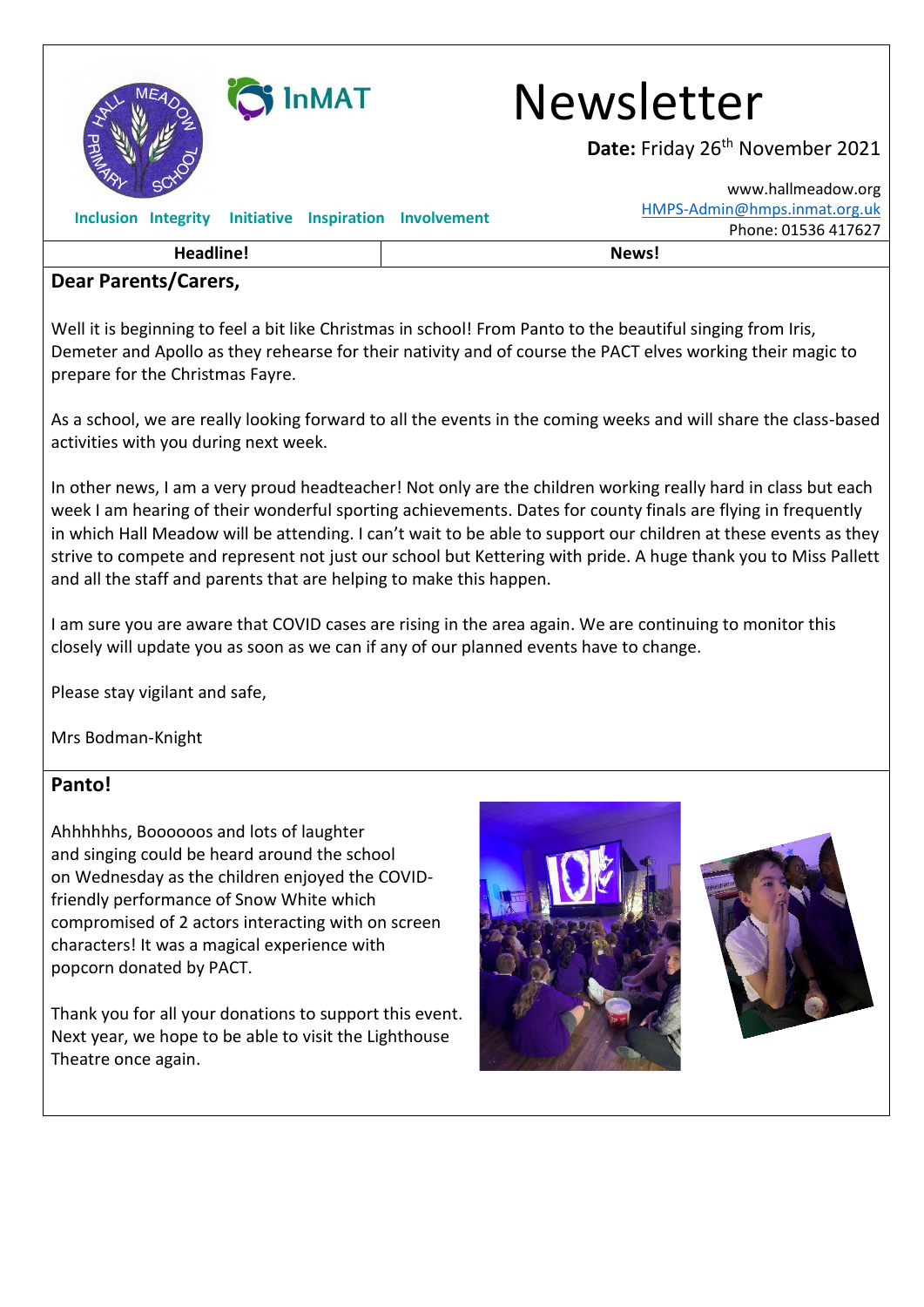# Newsletter

**Date:** Friday 26th November 2021

www.hallmeadow.org
HMPS-Admin@hmps.inmat.org.uk
Phone: 01536 417627

**Inclusion Integrity Initiative Inspiration Involvement**

| Headline! | News! |
|---|---|

**Dear Parents/Carers,**

Well it is beginning to feel a bit like Christmas in school! From Panto to the beautiful singing from Iris, Demeter and Apollo as they rehearse for their nativity and of course the PACT elves working their magic to prepare for the Christmas Fayre.

As a school, we are really looking forward to all the events in the coming weeks and will share the class-based activities with you during next week.

In other news, I am a very proud headteacher! Not only are the children working really hard in class but each week I am hearing of their wonderful sporting achievements. Dates for county finals are flying in frequently in which Hall Meadow will be attending. I can't wait to be able to support our children at these events as they strive to compete and represent not just our school but Kettering with pride. A huge thank you to Miss Pallett and all the staff and parents that are helping to make this happen.

I am sure you are aware that COVID cases are rising in the area again. We are continuing to monitor this closely will update you as soon as we can if any of our planned events have to change.

Please stay vigilant and safe,

Mrs Bodman-Knight

## Panto!

Ahhhhhhs, Boooooos and lots of laughter and singing could be heard around the school on Wednesday as the children enjoyed the COVID-friendly performance of Snow White which compromised of 2 actors interacting with on screen characters! It was a magical experience with popcorn donated by PACT.

Thank you for all your donations to support this event. Next year, we hope to be able to visit the Lighthouse Theatre once again.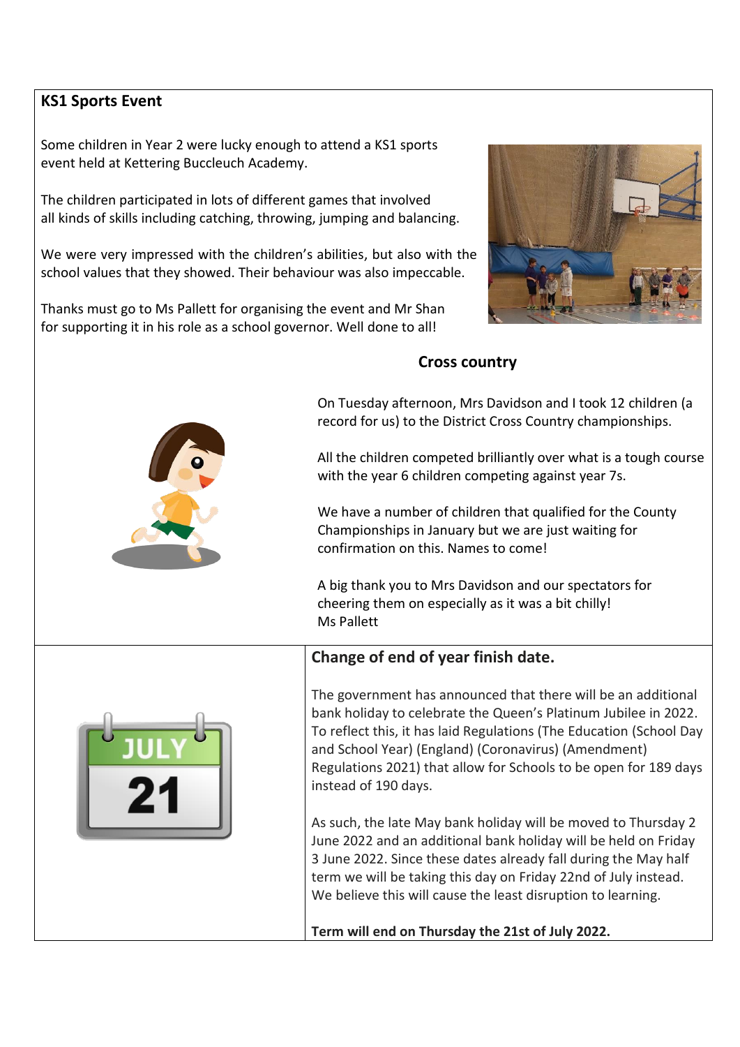## KS1 Sports Event

Some children in Year 2 were lucky enough to attend a KS1 sports event held at Kettering Buccleuch Academy.

The children participated in lots of different games that involved all kinds of skills including catching, throwing, jumping and balancing.

We were very impressed with the children's abilities, but also with the school values that they showed. Their behaviour was also impeccable.

Thanks must go to Ms Pallett for organising the event and Mr Shan for supporting it in his role as a school governor. Well done to all!

## Cross country

On Tuesday afternoon, Mrs Davidson and I took 12 children (a record for us) to the District Cross Country championships.

All the children competed brilliantly over what is a tough course with the year 6 children competing against year 7s.

We have a number of children that qualified for the County Championships in January but we are just waiting for confirmation on this. Names to come!

A big thank you to Mrs Davidson and our spectators for cheering them on especially as it was a bit chilly!
Ms Pallett

## Change of end of year finish date.

The government has announced that there will be an additional bank holiday to celebrate the Queen's Platinum Jubilee in 2022. To reflect this, it has laid Regulations (The Education (School Day and School Year) (England) (Coronavirus) (Amendment) Regulations 2021) that allow for Schools to be open for 189 days instead of 190 days.

As such, the late May bank holiday will be moved to Thursday 2 June 2022 and an additional bank holiday will be held on Friday 3 June 2022. Since these dates already fall during the May half term we will be taking this day on Friday 22nd of July instead. We believe this will cause the least disruption to learning.

**Term will end on Thursday the 21st of July 2022.**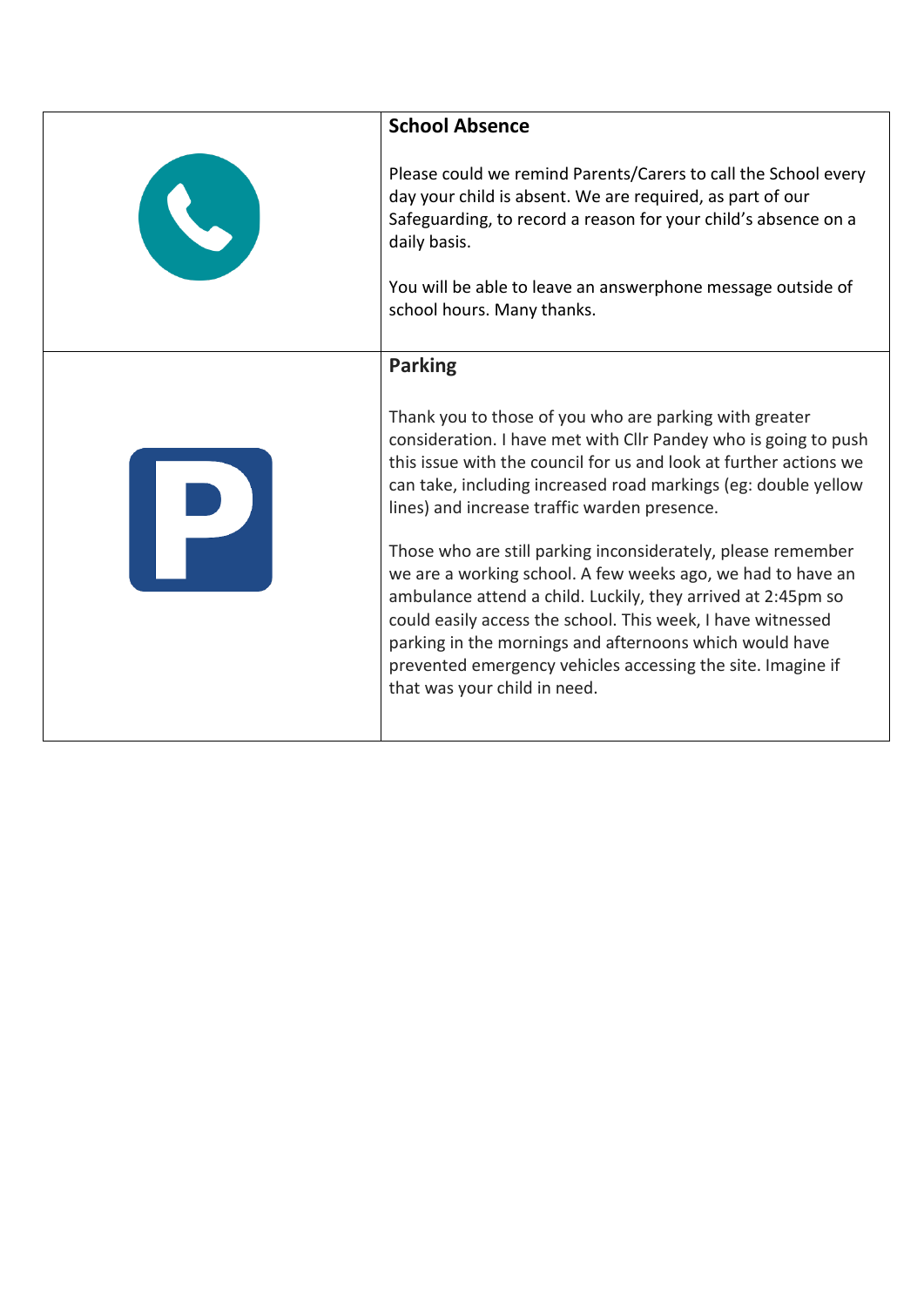## School Absence

Please could we remind Parents/Carers to call the School every day your child is absent. We are required, as part of our Safeguarding, to record a reason for your child's absence on a daily basis.

You will be able to leave an answerphone message outside of school hours. Many thanks.

## Parking

Thank you to those of you who are parking with greater consideration. I have met with Cllr Pandey who is going to push this issue with the council for us and look at further actions we can take, including increased road markings (eg: double yellow lines) and increase traffic warden presence.

Those who are still parking inconsiderately, please remember we are a working school. A few weeks ago, we had to have an ambulance attend a child. Luckily, they arrived at 2:45pm so could easily access the school. This week, I have witnessed parking in the mornings and afternoons which would have prevented emergency vehicles accessing the site. Imagine if that was your child in need.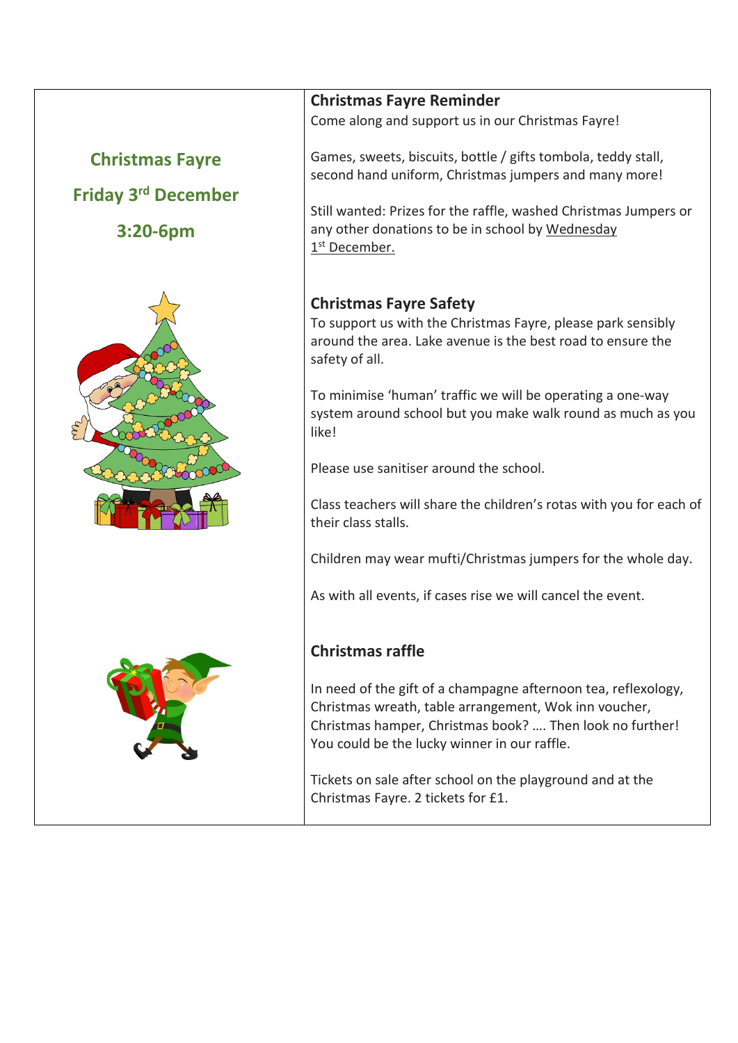**Christmas Fayre**

**Friday 3rd December**

**3:20-6pm**

### Christmas Fayre Reminder

Come along and support us in our Christmas Fayre!

Games, sweets, biscuits, bottle / gifts tombola, teddy stall, second hand uniform, Christmas jumpers and many more!

Still wanted: Prizes for the raffle, washed Christmas Jumpers or any other donations to be in school by Wednesday 1st December.

### Christmas Fayre Safety

To support us with the Christmas Fayre, please park sensibly around the area. Lake avenue is the best road to ensure the safety of all.

To minimise 'human' traffic we will be operating a one-way system around school but you make walk round as much as you like!

Please use sanitiser around the school.

Class teachers will share the children's rotas with you for each of their class stalls.

Children may wear mufti/Christmas jumpers for the whole day.

As with all events, if cases rise we will cancel the event.

### Christmas raffle

In need of the gift of a champagne afternoon tea, reflexology, Christmas wreath, table arrangement, Wok inn voucher, Christmas hamper, Christmas book? …. Then look no further! You could be the lucky winner in our raffle.

Tickets on sale after school on the playground and at the Christmas Fayre. 2 tickets for £1.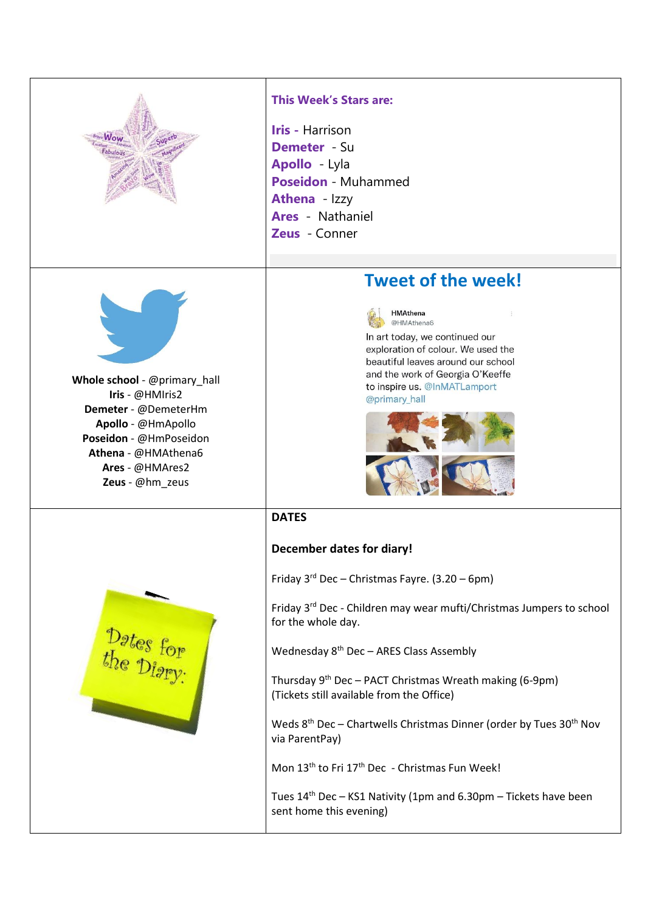**This Week's Stars are:**

**Iris** - Harrison
**Demeter** - Su
**Apollo** - Lyla
**Poseidon** - Muhammed
**Athena** - Izzy
**Ares** - Nathaniel
**Zeus** - Conner

**Whole school** - @primary_hall
**Iris** - @HMIris2
**Demeter** - @DemeterHm
**Apollo** - @HmApollo
**Poseidon** - @HmPoseidon
**Athena** - @HMAthena6
**Ares** - @HMAres2
**Zeus** - @hm_zeus

## Tweet of the week!

HMAthena
@HMAthena6

In art today, we continued our exploration of colour. We used the beautiful leaves around our school and the work of Georgia O'Keeffe to inspire us. @InMATLamport @primary_hall

**DATES**

**December dates for diary!**

Friday 3rd Dec – Christmas Fayre. (3.20 – 6pm)

Friday 3rd Dec - Children may wear mufti/Christmas Jumpers to school for the whole day.

Wednesday 8th Dec – ARES Class Assembly

Thursday 9th Dec – PACT Christmas Wreath making (6-9pm)
(Tickets still available from the Office)

Weds 8th Dec – Chartwells Christmas Dinner (order by Tues 30th Nov via ParentPay)

Mon 13th to Fri 17th Dec - Christmas Fun Week!

Tues 14th Dec – KS1 Nativity (1pm and 6.30pm – Tickets have been sent home this evening)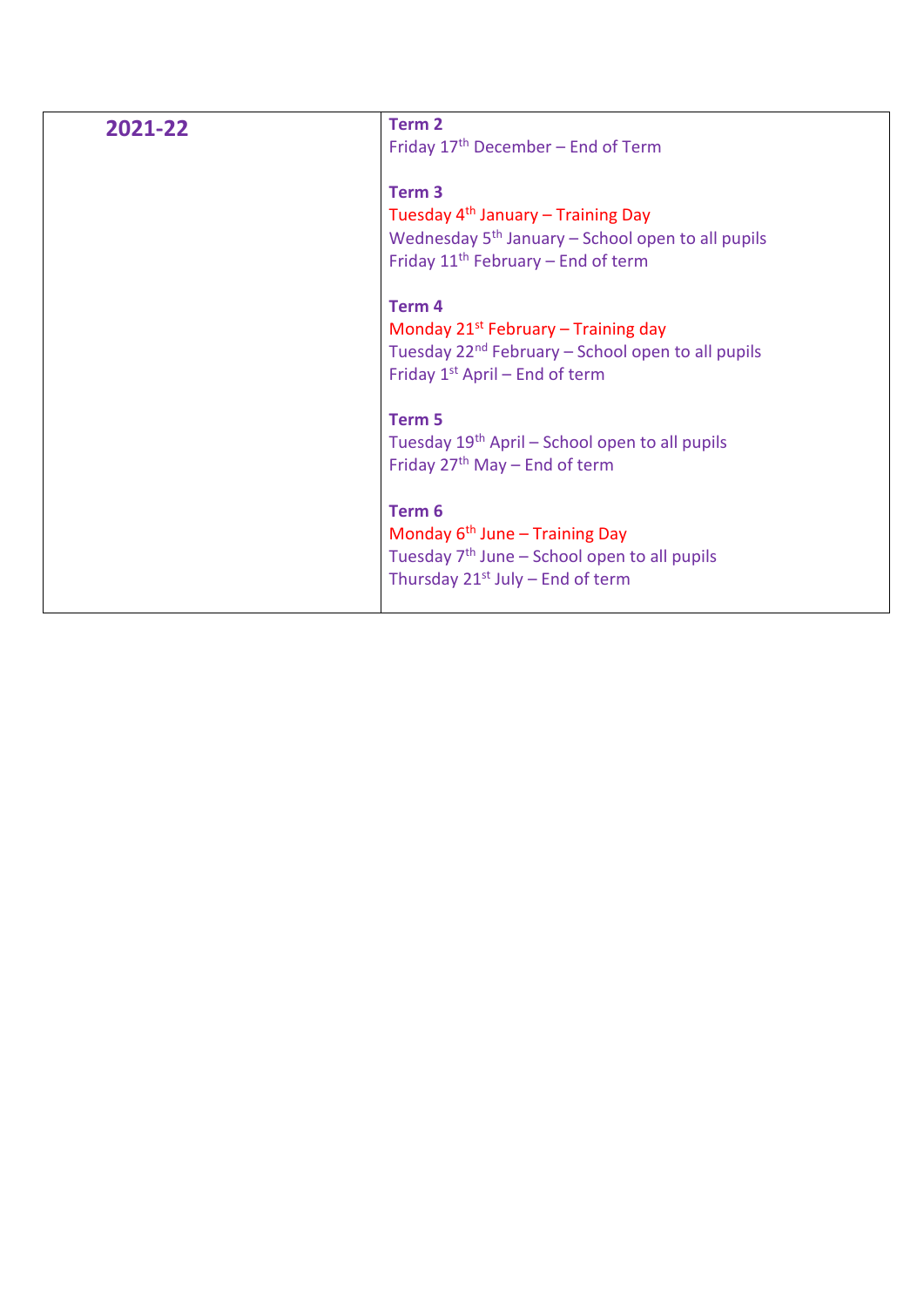| | |
|---|---|
| **2021-22** | **Term 2**<br>Friday 17th December – End of Term<br><br>**Term 3**<br>Tuesday 4th January – Training Day<br>Wednesday 5th January – School open to all pupils<br>Friday 11th February – End of term<br><br>**Term 4**<br>Monday 21st February – Training day<br>Tuesday 22nd February – School open to all pupils<br>Friday 1st April – End of term<br><br>**Term 5**<br>Tuesday 19th April – School open to all pupils<br>Friday 27th May – End of term<br><br>**Term 6**<br>Monday 6th June – Training Day<br>Tuesday 7th June – School open to all pupils<br>Thursday 21st July – End of term |